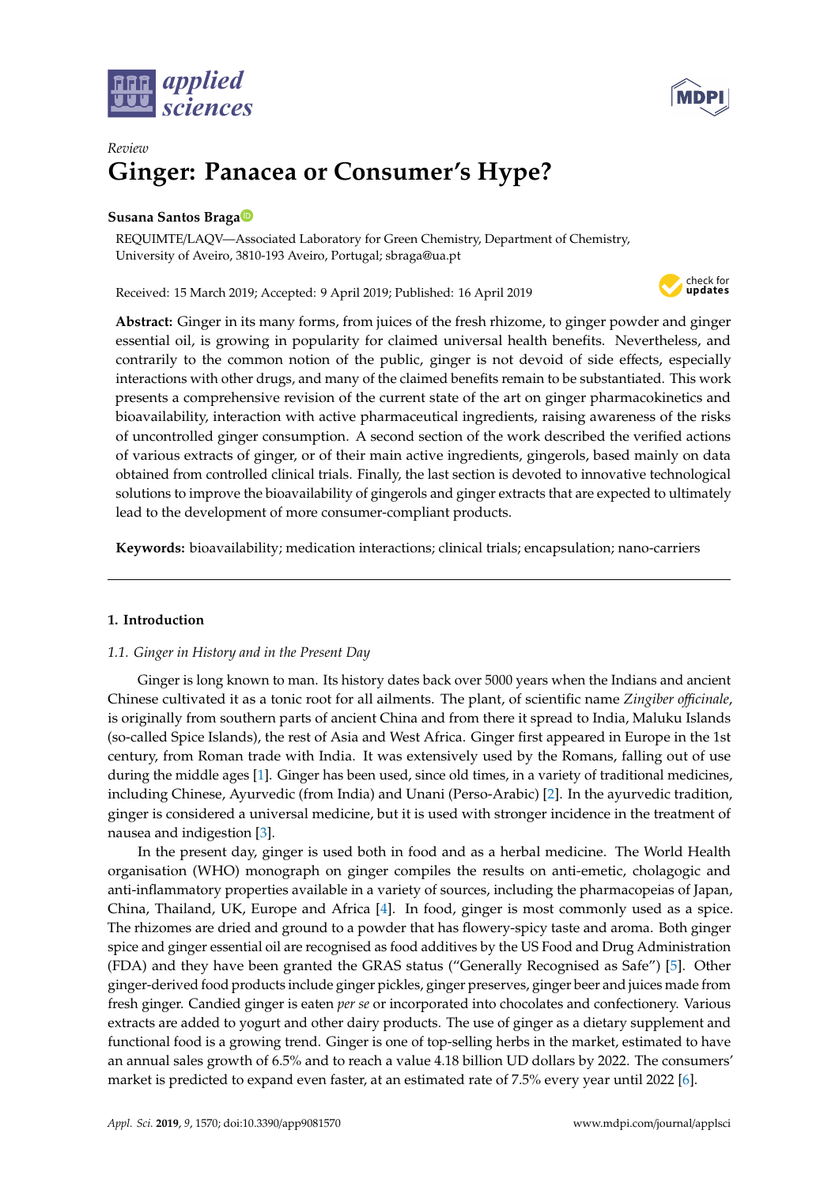*Review*

# Ginger: Panacea or Consumer's Hype?

**Susana Santos Braga**

REQUIMTE/LAQV—Associated Laboratory for Green Chemistry, Department of Chemistry, University of Aveiro, 3810-193 Aveiro, Portugal; sbraga@ua.pt

Received: 15 March 2019; Accepted: 9 April 2019; Published: 16 April 2019

**Abstract:** Ginger in its many forms, from juices of the fresh rhizome, to ginger powder and ginger essential oil, is growing in popularity for claimed universal health benefits. Nevertheless, and contrarily to the common notion of the public, ginger is not devoid of side effects, especially interactions with other drugs, and many of the claimed benefits remain to be substantiated. This work presents a comprehensive revision of the current state of the art on ginger pharmacokinetics and bioavailability, interaction with active pharmaceutical ingredients, raising awareness of the risks of uncontrolled ginger consumption. A second section of the work described the verified actions of various extracts of ginger, or of their main active ingredients, gingerols, based mainly on data obtained from controlled clinical trials. Finally, the last section is devoted to innovative technological solutions to improve the bioavailability of gingerols and ginger extracts that are expected to ultimately lead to the development of more consumer-compliant products.

**Keywords:** bioavailability; medication interactions; clinical trials; encapsulation; nano-carriers

## 1. Introduction

### 1.1. Ginger in History and in the Present Day

Ginger is long known to man. Its history dates back over 5000 years when the Indians and ancient Chinese cultivated it as a tonic root for all ailments. The plant, of scientific name *Zingiber officinale*, is originally from southern parts of ancient China and from there it spread to India, Maluku Islands (so-called Spice Islands), the rest of Asia and West Africa. Ginger first appeared in Europe in the 1st century, from Roman trade with India. It was extensively used by the Romans, falling out of use during the middle ages [1]. Ginger has been used, since old times, in a variety of traditional medicines, including Chinese, Ayurvedic (from India) and Unani (Perso-Arabic) [2]. In the ayurvedic tradition, ginger is considered a universal medicine, but it is used with stronger incidence in the treatment of nausea and indigestion [3].

In the present day, ginger is used both in food and as a herbal medicine. The World Health organisation (WHO) monograph on ginger compiles the results on anti-emetic, cholagogic and anti-inflammatory properties available in a variety of sources, including the pharmacopeias of Japan, China, Thailand, UK, Europe and Africa [4]. In food, ginger is most commonly used as a spice. The rhizomes are dried and ground to a powder that has flowery-spicy taste and aroma. Both ginger spice and ginger essential oil are recognised as food additives by the US Food and Drug Administration (FDA) and they have been granted the GRAS status ("Generally Recognised as Safe") [5]. Other ginger-derived food products include ginger pickles, ginger preserves, ginger beer and juices made from fresh ginger. Candied ginger is eaten *per se* or incorporated into chocolates and confectionery. Various extracts are added to yogurt and other dairy products. The use of ginger as a dietary supplement and functional food is a growing trend. Ginger is one of top-selling herbs in the market, estimated to have an annual sales growth of 6.5% and to reach a value 4.18 billion UD dollars by 2022. The consumers' market is predicted to expand even faster, at an estimated rate of 7.5% every year until 2022 [6].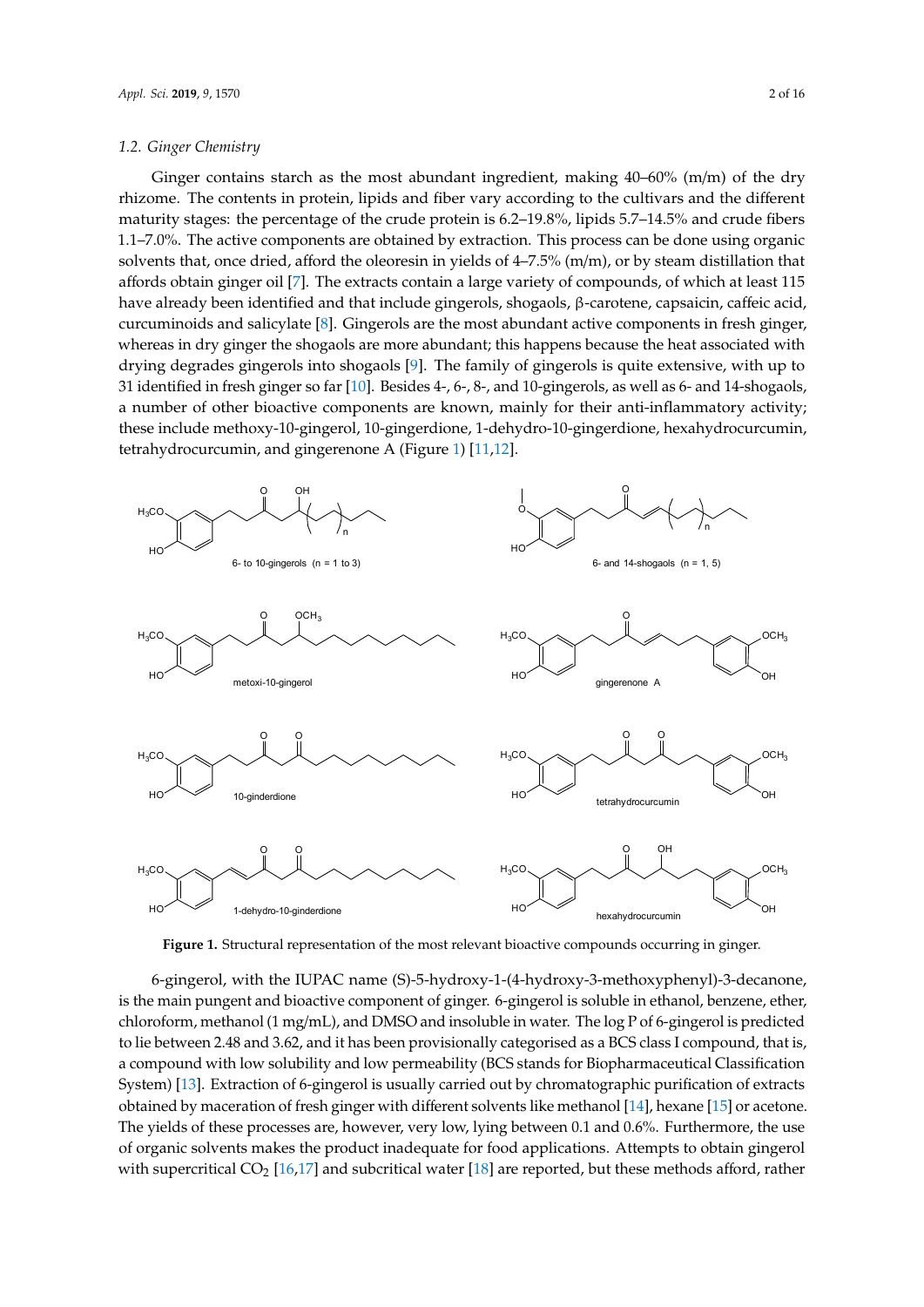### 1.2. Ginger Chemistry

Ginger contains starch as the most abundant ingredient, making 40–60% (m/m) of the dry rhizome. The contents in protein, lipids and fiber vary according to the cultivars and the different maturity stages: the percentage of the crude protein is 6.2–19.8%, lipids 5.7–14.5% and crude fibers 1.1–7.0%. The active components are obtained by extraction. This process can be done using organic solvents that, once dried, afford the oleoresin in yields of 4–7.5% (m/m), or by steam distillation that affords obtain ginger oil [7]. The extracts contain a large variety of compounds, of which at least 115 have already been identified and that include gingerols, shogaols, β-carotene, capsaicin, caffeic acid, curcuminoids and salicylate [8]. Gingerols are the most abundant active components in fresh ginger, whereas in dry ginger the shogaols are more abundant; this happens because the heat associated with drying degrades gingerols into shogaols [9]. The family of gingerols is quite extensive, with up to 31 identified in fresh ginger so far [10]. Besides 4-, 6-, 8-, and 10-gingerols, as well as 6- and 14-shogaols, a number of other bioactive components are known, mainly for their anti-inflammatory activity; these include methoxy-10-gingerol, 10-gingerdione, 1-dehydro-10-gingerdione, hexahydrocurcumin, tetrahydrocurcumin, and gingerenone A (Figure 1) [11,12].

**Figure 1.** Structural representation of the most relevant bioactive compounds occurring in ginger.

6-gingerol, with the IUPAC name (S)-5-hydroxy-1-(4-hydroxy-3-methoxyphenyl)-3-decanone, is the main pungent and bioactive component of ginger. 6-gingerol is soluble in ethanol, benzene, ether, chloroform, methanol (1 mg/mL), and DMSO and insoluble in water. The log P of 6-gingerol is predicted to lie between 2.48 and 3.62, and it has been provisionally categorised as a BCS class I compound, that is, a compound with low solubility and low permeability (BCS stands for Biopharmaceutical Classification System) [13]. Extraction of 6-gingerol is usually carried out by chromatographic purification of extracts obtained by maceration of fresh ginger with different solvents like methanol [14], hexane [15] or acetone. The yields of these processes are, however, very low, lying between 0.1 and 0.6%. Furthermore, the use of organic solvents makes the product inadequate for food applications. Attempts to obtain gingerol with supercritical $CO_2$ [16,17] and subcritical water [18] are reported, but these methods afford, rather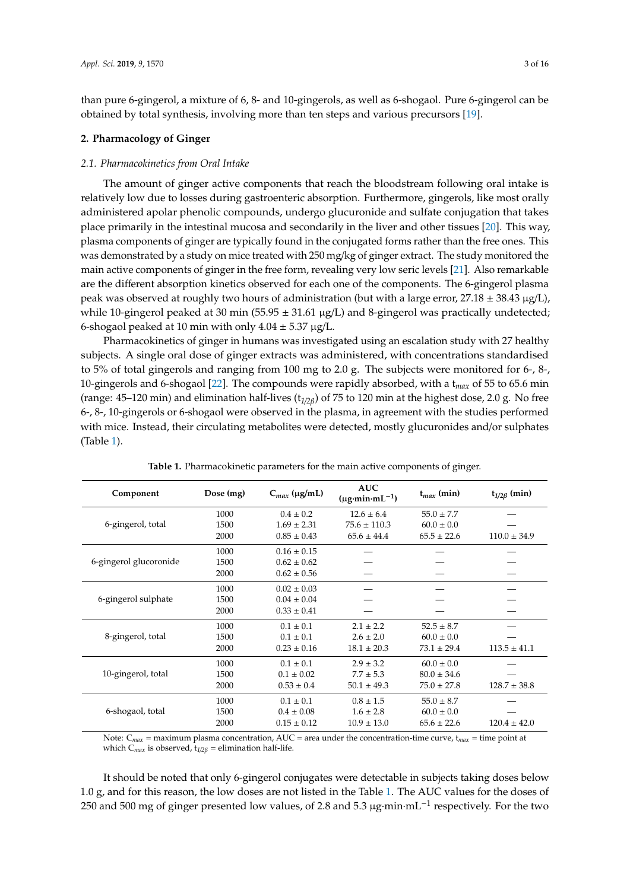than pure 6-gingerol, a mixture of 6, 8- and 10-gingerols, as well as 6-shogaol. Pure 6-gingerol can be obtained by total synthesis, involving more than ten steps and various precursors [19].

## 2. Pharmacology of Ginger

### *2.1. Pharmacokinetics from Oral Intake*

The amount of ginger active components that reach the bloodstream following oral intake is relatively low due to losses during gastroenteric absorption. Furthermore, gingerols, like most orally administered apolar phenolic compounds, undergo glucuronide and sulfate conjugation that takes place primarily in the intestinal mucosa and secondarily in the liver and other tissues [20]. This way, plasma components of ginger are typically found in the conjugated forms rather than the free ones. This was demonstrated by a study on mice treated with 250 mg/kg of ginger extract. The study monitored the main active components of ginger in the free form, revealing very low seric levels [21]. Also remarkable are the different absorption kinetics observed for each one of the components. The 6-gingerol plasma peak was observed at roughly two hours of administration (but with a large error, 27.18 ± 38.43 μg/L), while 10-gingerol peaked at 30 min (55.95 ± 31.61 μg/L) and 8-gingerol was practically undetected; 6-shogaol peaked at 10 min with only 4.04 ± 5.37 μg/L.

Pharmacokinetics of ginger in humans was investigated using an escalation study with 27 healthy subjects. A single oral dose of ginger extracts was administered, with concentrations standardised to 5% of total gingerols and ranging from 100 mg to 2.0 g. The subjects were monitored for 6-, 8-, 10-gingerols and 6-shogaol [22]. The compounds were rapidly absorbed, with a $t_{max}$ of 55 to 65.6 min (range: 45–120 min) and elimination half-lives ($t_{1/2\beta}$) of 75 to 120 min at the highest dose, 2.0 g. No free 6-, 8-, 10-gingerols or 6-shogaol were observed in the plasma, in agreement with the studies performed with mice. Instead, their circulating metabolites were detected, mostly glucuronides and/or sulphates (Table 1).

**Table 1.** Pharmacokinetic parameters for the main active components of ginger.

| Component | Dose (mg) | $C_{max}$ (μg/mL) | AUC (μg·min·mL$^{-1}$) | $t_{max}$ (min) | $t_{1/2\beta}$ (min) |
|---|---|---|---|---|---|
| 6-gingerol, total | 1000 | 0.4 ± 0.2 | 12.6 ± 6.4 | 55.0 ± 7.7 | — |
| | 1500 | 1.69 ± 2.31 | 75.6 ± 110.3 | 60.0 ± 0.0 | — |
| | 2000 | 0.85 ± 0.43 | 65.6 ± 44.4 | 65.5 ± 22.6 | 110.0 ± 34.9 |
| 6-gingerol glucoronide | 1000 | 0.16 ± 0.15 | — | — | — |
| | 1500 | 0.62 ± 0.62 | — | — | — |
| | 2000 | 0.62 ± 0.56 | — | — | — |
| 6-gingerol sulphate | 1000 | 0.02 ± 0.03 | — | — | — |
| | 1500 | 0.04 ± 0.04 | — | — | — |
| | 2000 | 0.33 ± 0.41 | — | — | — |
| 8-gingerol, total | 1000 | 0.1 ± 0.1 | 2.1 ± 2.2 | 52.5 ± 8.7 | — |
| | 1500 | 0.1 ± 0.1 | 2.6 ± 2.0 | 60.0 ± 0.0 | — |
| | 2000 | 0.23 ± 0.16 | 18.1 ± 20.3 | 73.1 ± 29.4 | 113.5 ± 41.1 |
| 10-gingerol, total | 1000 | 0.1 ± 0.1 | 2.9 ± 3.2 | 60.0 ± 0.0 | — |
| | 1500 | 0.1 ± 0.02 | 7.7 ± 5.3 | 80.0 ± 34.6 | — |
| | 2000 | 0.53 ± 0.4 | 50.1 ± 49.3 | 75.0 ± 27.8 | 128.7 ± 38.8 |
| 6-shogaol, total | 1000 | 0.1 ± 0.1 | 0.8 ± 1.5 | 55.0 ± 8.7 | — |
| | 1500 | 0.4 ± 0.08 | 1.6 ± 2.8 | 60.0 ± 0.0 | — |
| | 2000 | 0.15 ± 0.12 | 10.9 ± 13.0 | 65.6 ± 22.6 | 120.4 ± 42.0 |

Note: $C_{max}$ = maximum plasma concentration, AUC = area under the concentration-time curve, $t_{max}$ = time point at which $C_{max}$ is observed, $t_{1/2\beta}$ = elimination half-life.

It should be noted that only 6-gingerol conjugates were detectable in subjects taking doses below 1.0 g, and for this reason, the low doses are not listed in the Table 1. The AUC values for the doses of 250 and 500 mg of ginger presented low values, of 2.8 and 5.3 μg·min·mL$^{-1}$ respectively. For the two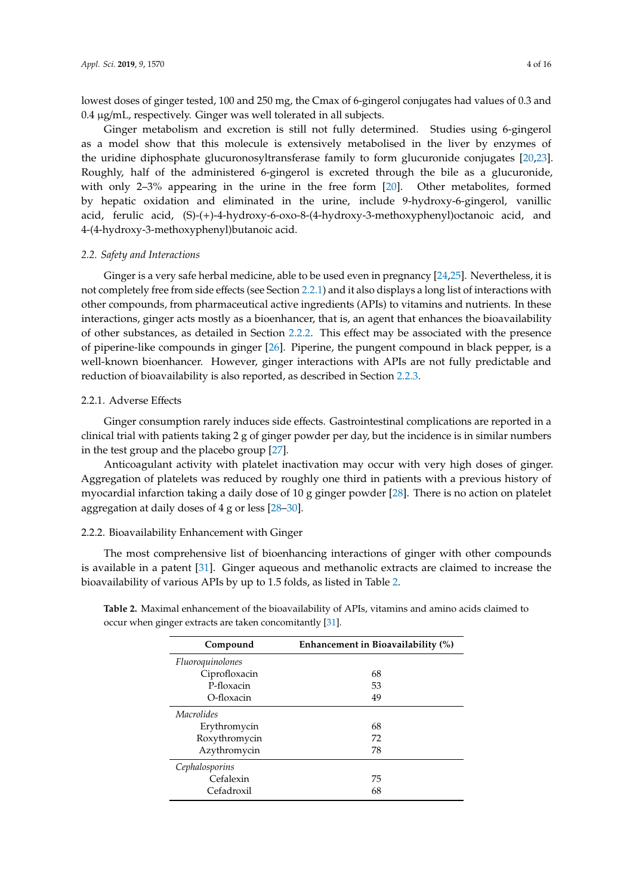lowest doses of ginger tested, 100 and 250 mg, the Cmax of 6-gingerol conjugates had values of 0.3 and 0.4 μg/mL, respectively. Ginger was well tolerated in all subjects.

Ginger metabolism and excretion is still not fully determined. Studies using 6-gingerol as a model show that this molecule is extensively metabolised in the liver by enzymes of the uridine diphosphate glucuronosyltransferase family to form glucuronide conjugates [20,23]. Roughly, half of the administered 6-gingerol is excreted through the bile as a glucuronide, with only 2–3% appearing in the urine in the free form [20]. Other metabolites, formed by hepatic oxidation and eliminated in the urine, include 9-hydroxy-6-gingerol, vanillic acid, ferulic acid, (S)-(+)-4-hydroxy-6-oxo-8-(4-hydroxy-3-methoxyphenyl)octanoic acid, and 4-(4-hydroxy-3-methoxyphenyl)butanoic acid.

### *2.2. Safety and Interactions*

Ginger is a very safe herbal medicine, able to be used even in pregnancy [24,25]. Nevertheless, it is not completely free from side effects (see Section 2.2.1) and it also displays a long list of interactions with other compounds, from pharmaceutical active ingredients (APIs) to vitamins and nutrients. In these interactions, ginger acts mostly as a bioenhancer, that is, an agent that enhances the bioavailability of other substances, as detailed in Section 2.2.2. This effect may be associated with the presence of piperine-like compounds in ginger [26]. Piperine, the pungent compound in black pepper, is a well-known bioenhancer. However, ginger interactions with APIs are not fully predictable and reduction of bioavailability is also reported, as described in Section 2.2.3.

#### 2.2.1. Adverse Effects

Ginger consumption rarely induces side effects. Gastrointestinal complications are reported in a clinical trial with patients taking 2 g of ginger powder per day, but the incidence is in similar numbers in the test group and the placebo group [27].

Anticoagulant activity with platelet inactivation may occur with very high doses of ginger. Aggregation of platelets was reduced by roughly one third in patients with a previous history of myocardial infarction taking a daily dose of 10 g ginger powder [28]. There is no action on platelet aggregation at daily doses of 4 g or less [28–30].

#### 2.2.2. Bioavailability Enhancement with Ginger

The most comprehensive list of bioenhancing interactions of ginger with other compounds is available in a patent [31]. Ginger aqueous and methanolic extracts are claimed to increase the bioavailability of various APIs by up to 1.5 folds, as listed in Table 2.

**Table 2.** Maximal enhancement of the bioavailability of APIs, vitamins and amino acids claimed to occur when ginger extracts are taken concomitantly [31].

| Compound | Enhancement in Bioavailability (%) |
|---|---|
| *Fluoroquinolones* | |
| Ciprofloxacin | 68 |
| P-floxacin | 53 |
| O-floxacin | 49 |
| *Macrolides* | |
| Erythromycin | 68 |
| Roxythromycin | 72 |
| Azythromycin | 78 |
| *Cephalosporins* | |
| Cefalexin | 75 |
| Cefadroxil | 68 |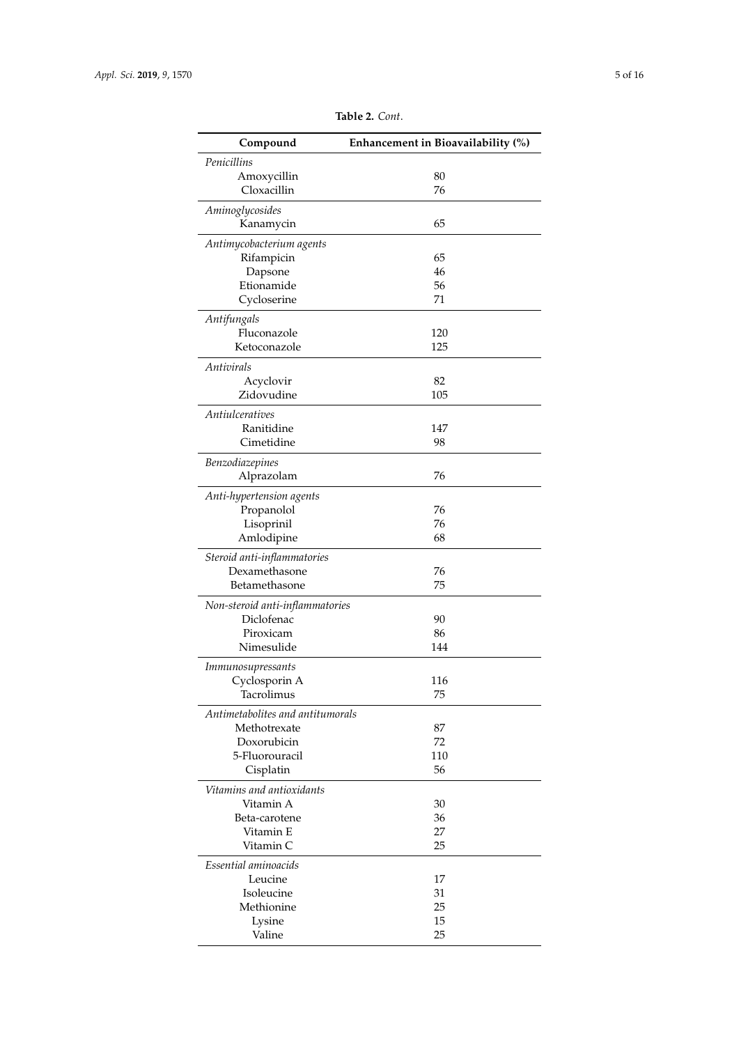**Table 2.** *Cont.*

| Compound | Enhancement in Bioavailability (%) |
| --- | --- |
| *Penicillins* | |
| Amoxycillin | 80 |
| Cloxacillin | 76 |
| *Aminoglycosides* | |
| Kanamycin | 65 |
| *Antimycobacterium agents* | |
| Rifampicin | 65 |
| Dapsone | 46 |
| Etionamide | 56 |
| Cycloserine | 71 |
| *Antifungals* | |
| Fluconazole | 120 |
| Ketoconazole | 125 |
| *Antivirals* | |
| Acyclovir | 82 |
| Zidovudine | 105 |
| *Antiulceratives* | |
| Ranitidine | 147 |
| Cimetidine | 98 |
| *Benzodiazepines* | |
| Alprazolam | 76 |
| *Anti-hypertension agents* | |
| Propanolol | 76 |
| Lisoprinil | 76 |
| Amlodipine | 68 |
| *Steroid anti-inflammatories* | |
| Dexamethasone | 76 |
| Betamethasone | 75 |
| *Non-steroid anti-inflammatories* | |
| Diclofenac | 90 |
| Piroxicam | 86 |
| Nimesulide | 144 |
| *Immunosupressants* | |
| Cyclosporin A | 116 |
| Tacrolimus | 75 |
| *Antimetabolites and antitumorals* | |
| Methotrexate | 87 |
| Doxorubicin | 72 |
| 5-Fluorouracil | 110 |
| Cisplatin | 56 |
| *Vitamins and antioxidants* | |
| Vitamin A | 30 |
| Beta-carotene | 36 |
| Vitamin E | 27 |
| Vitamin C | 25 |
| *Essential aminoacids* | |
| Leucine | 17 |
| Isoleucine | 31 |
| Methionine | 25 |
| Lysine | 15 |
| Valine | 25 |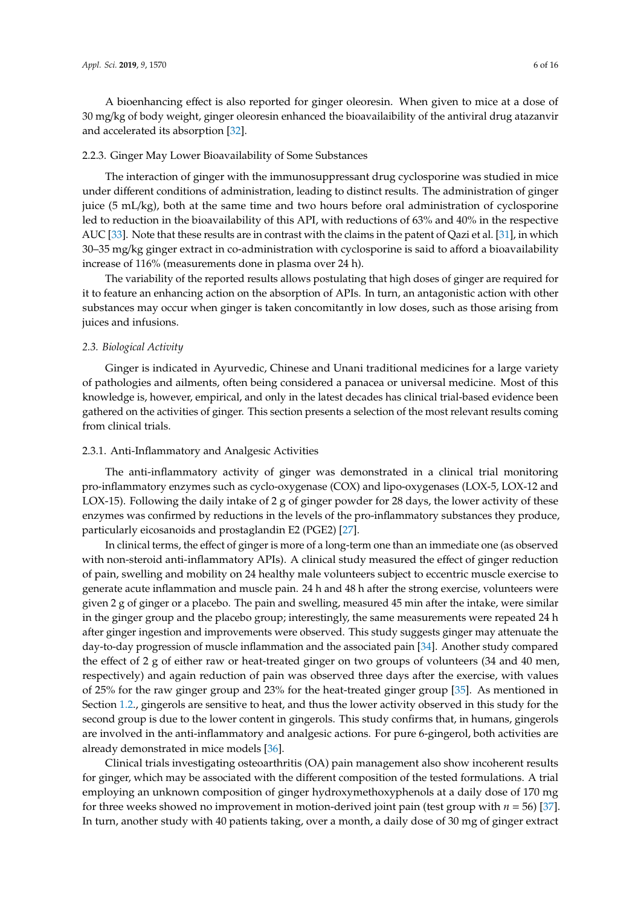A bioenhancing effect is also reported for ginger oleoresin. When given to mice at a dose of 30 mg/kg of body weight, ginger oleoresin enhanced the bioavailaibility of the antiviral drug atazanvir and accelerated its absorption [32].

#### 2.2.3. Ginger May Lower Bioavailability of Some Substances

The interaction of ginger with the immunosuppressant drug cyclosporine was studied in mice under different conditions of administration, leading to distinct results. The administration of ginger juice (5 mL/kg), both at the same time and two hours before oral administration of cyclosporine led to reduction in the bioavailability of this API, with reductions of 63% and 40% in the respective AUC [33]. Note that these results are in contrast with the claims in the patent of Qazi et al. [31], in which 30–35 mg/kg ginger extract in co-administration with cyclosporine is said to afford a bioavailability increase of 116% (measurements done in plasma over 24 h).

The variability of the reported results allows postulating that high doses of ginger are required for it to feature an enhancing action on the absorption of APIs. In turn, an antagonistic action with other substances may occur when ginger is taken concomitantly in low doses, such as those arising from juices and infusions.

### *2.3. Biological Activity*

Ginger is indicated in Ayurvedic, Chinese and Unani traditional medicines for a large variety of pathologies and ailments, often being considered a panacea or universal medicine. Most of this knowledge is, however, empirical, and only in the latest decades has clinical trial-based evidence been gathered on the activities of ginger. This section presents a selection of the most relevant results coming from clinical trials.

#### 2.3.1. Anti-Inflammatory and Analgesic Activities

The anti-inflammatory activity of ginger was demonstrated in a clinical trial monitoring pro-inflammatory enzymes such as cyclo-oxygenase (COX) and lipo-oxygenases (LOX-5, LOX-12 and LOX-15). Following the daily intake of 2 g of ginger powder for 28 days, the lower activity of these enzymes was confirmed by reductions in the levels of the pro-inflammatory substances they produce, particularly eicosanoids and prostaglandin E2 (PGE2) [27].

In clinical terms, the effect of ginger is more of a long-term one than an immediate one (as observed with non-steroid anti-inflammatory APIs). A clinical study measured the effect of ginger reduction of pain, swelling and mobility on 24 healthy male volunteers subject to eccentric muscle exercise to generate acute inflammation and muscle pain. 24 h and 48 h after the strong exercise, volunteers were given 2 g of ginger or a placebo. The pain and swelling, measured 45 min after the intake, were similar in the ginger group and the placebo group; interestingly, the same measurements were repeated 24 h after ginger ingestion and improvements were observed. This study suggests ginger may attenuate the day-to-day progression of muscle inflammation and the associated pain [34]. Another study compared the effect of 2 g of either raw or heat-treated ginger on two groups of volunteers (34 and 40 men, respectively) and again reduction of pain was observed three days after the exercise, with values of 25% for the raw ginger group and 23% for the heat-treated ginger group [35]. As mentioned in Section 1.2., gingerols are sensitive to heat, and thus the lower activity observed in this study for the second group is due to the lower content in gingerols. This study confirms that, in humans, gingerols are involved in the anti-inflammatory and analgesic actions. For pure 6-gingerol, both activities are already demonstrated in mice models [36].

Clinical trials investigating osteoarthritis (OA) pain management also show incoherent results for ginger, which may be associated with the different composition of the tested formulations. A trial employing an unknown composition of ginger hydroxymethoxyphenols at a daily dose of 170 mg for three weeks showed no improvement in motion-derived joint pain (test group with $n = 56$) [37]. In turn, another study with 40 patients taking, over a month, a daily dose of 30 mg of ginger extract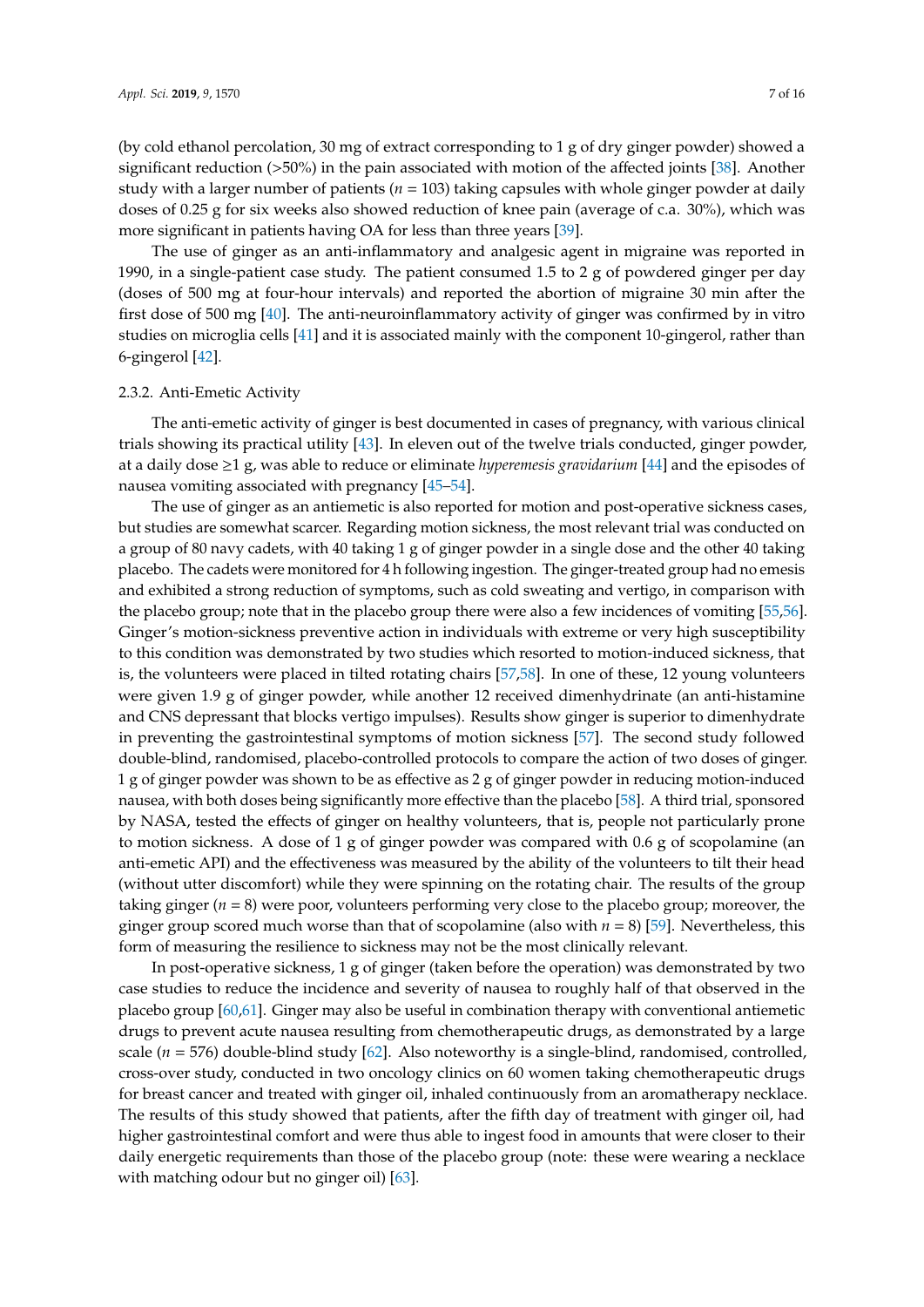(by cold ethanol percolation, 30 mg of extract corresponding to 1 g of dry ginger powder) showed a significant reduction (>50%) in the pain associated with motion of the affected joints [38]. Another study with a larger number of patients ($n$ = 103) taking capsules with whole ginger powder at daily doses of 0.25 g for six weeks also showed reduction of knee pain (average of c.a. 30%), which was more significant in patients having OA for less than three years [39].

The use of ginger as an anti-inflammatory and analgesic agent in migraine was reported in 1990, in a single-patient case study. The patient consumed 1.5 to 2 g of powdered ginger per day (doses of 500 mg at four-hour intervals) and reported the abortion of migraine 30 min after the first dose of 500 mg [40]. The anti-neuroinflammatory activity of ginger was confirmed by in vitro studies on microglia cells [41] and it is associated mainly with the component 10-gingerol, rather than 6-gingerol [42].

#### 2.3.2. Anti-Emetic Activity

The anti-emetic activity of ginger is best documented in cases of pregnancy, with various clinical trials showing its practical utility [43]. In eleven out of the twelve trials conducted, ginger powder, at a daily dose ≥1 g, was able to reduce or eliminate *hyperemesis gravidarium* [44] and the episodes of nausea vomiting associated with pregnancy [45–54].

The use of ginger as an antiemetic is also reported for motion and post-operative sickness cases, but studies are somewhat scarcer. Regarding motion sickness, the most relevant trial was conducted on a group of 80 navy cadets, with 40 taking 1 g of ginger powder in a single dose and the other 40 taking placebo. The cadets were monitored for 4 h following ingestion. The ginger-treated group had no emesis and exhibited a strong reduction of symptoms, such as cold sweating and vertigo, in comparison with the placebo group; note that in the placebo group there were also a few incidences of vomiting [55,56]. Ginger's motion-sickness preventive action in individuals with extreme or very high susceptibility to this condition was demonstrated by two studies which resorted to motion-induced sickness, that is, the volunteers were placed in tilted rotating chairs [57,58]. In one of these, 12 young volunteers were given 1.9 g of ginger powder, while another 12 received dimenhydrinate (an anti-histamine and CNS depressant that blocks vertigo impulses). Results show ginger is superior to dimenhydrate in preventing the gastrointestinal symptoms of motion sickness [57]. The second study followed double-blind, randomised, placebo-controlled protocols to compare the action of two doses of ginger. 1 g of ginger powder was shown to be as effective as 2 g of ginger powder in reducing motion-induced nausea, with both doses being significantly more effective than the placebo [58]. A third trial, sponsored by NASA, tested the effects of ginger on healthy volunteers, that is, people not particularly prone to motion sickness. A dose of 1 g of ginger powder was compared with 0.6 g of scopolamine (an anti-emetic API) and the effectiveness was measured by the ability of the volunteers to tilt their head (without utter discomfort) while they were spinning on the rotating chair. The results of the group taking ginger ($n$ = 8) were poor, volunteers performing very close to the placebo group; moreover, the ginger group scored much worse than that of scopolamine (also with $n$ = 8) [59]. Nevertheless, this form of measuring the resilience to sickness may not be the most clinically relevant.

In post-operative sickness, 1 g of ginger (taken before the operation) was demonstrated by two case studies to reduce the incidence and severity of nausea to roughly half of that observed in the placebo group [60,61]. Ginger may also be useful in combination therapy with conventional antiemetic drugs to prevent acute nausea resulting from chemotherapeutic drugs, as demonstrated by a large scale ($n$ = 576) double-blind study [62]. Also noteworthy is a single-blind, randomised, controlled, cross-over study, conducted in two oncology clinics on 60 women taking chemotherapeutic drugs for breast cancer and treated with ginger oil, inhaled continuously from an aromatherapy necklace. The results of this study showed that patients, after the fifth day of treatment with ginger oil, had higher gastrointestinal comfort and were thus able to ingest food in amounts that were closer to their daily energetic requirements than those of the placebo group (note: these were wearing a necklace with matching odour but no ginger oil) [63].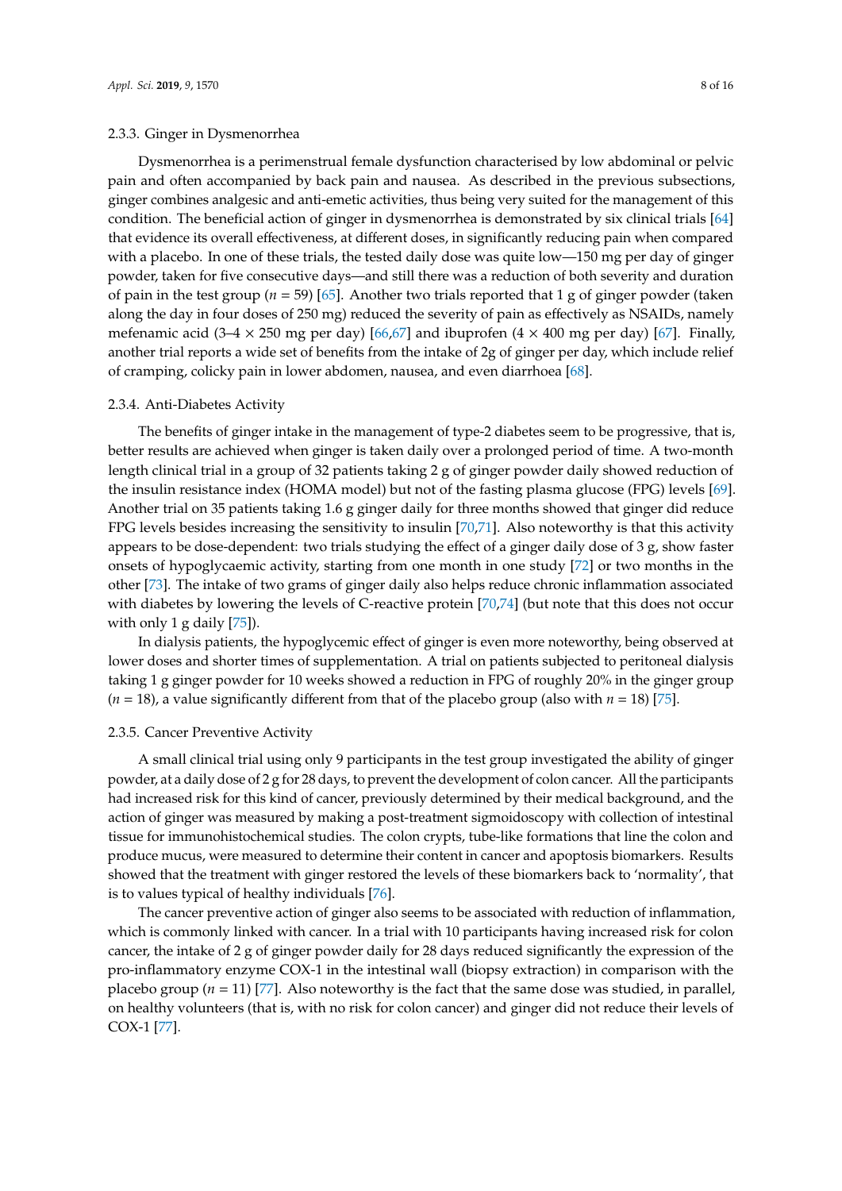#### 2.3.3. Ginger in Dysmenorrhea

Dysmenorrhea is a perimenstrual female dysfunction characterised by low abdominal or pelvic pain and often accompanied by back pain and nausea. As described in the previous subsections, ginger combines analgesic and anti-emetic activities, thus being very suited for the management of this condition. The beneficial action of ginger in dysmenorrhea is demonstrated by six clinical trials [64] that evidence its overall effectiveness, at different doses, in significantly reducing pain when compared with a placebo. In one of these trials, the tested daily dose was quite low—150 mg per day of ginger powder, taken for five consecutive days—and still there was a reduction of both severity and duration of pain in the test group ($n = 59$) [65]. Another two trials reported that 1 g of ginger powder (taken along the day in four doses of 250 mg) reduced the severity of pain as effectively as NSAIDs, namely mefenamic acid (3–4 × 250 mg per day) [66,67] and ibuprofen (4 × 400 mg per day) [67]. Finally, another trial reports a wide set of benefits from the intake of 2g of ginger per day, which include relief of cramping, colicky pain in lower abdomen, nausea, and even diarrhoea [68].

#### 2.3.4. Anti-Diabetes Activity

The benefits of ginger intake in the management of type-2 diabetes seem to be progressive, that is, better results are achieved when ginger is taken daily over a prolonged period of time. A two-month length clinical trial in a group of 32 patients taking 2 g of ginger powder daily showed reduction of the insulin resistance index (HOMA model) but not of the fasting plasma glucose (FPG) levels [69]. Another trial on 35 patients taking 1.6 g ginger daily for three months showed that ginger did reduce FPG levels besides increasing the sensitivity to insulin [70,71]. Also noteworthy is that this activity appears to be dose-dependent: two trials studying the effect of a ginger daily dose of 3 g, show faster onsets of hypoglycaemic activity, starting from one month in one study [72] or two months in the other [73]. The intake of two grams of ginger daily also helps reduce chronic inflammation associated with diabetes by lowering the levels of C-reactive protein [70,74] (but note that this does not occur with only 1 g daily [75]).

In dialysis patients, the hypoglycemic effect of ginger is even more noteworthy, being observed at lower doses and shorter times of supplementation. A trial on patients subjected to peritoneal dialysis taking 1 g ginger powder for 10 weeks showed a reduction in FPG of roughly 20% in the ginger group ($n = 18$), a value significantly different from that of the placebo group (also with $n = 18$) [75].

#### 2.3.5. Cancer Preventive Activity

A small clinical trial using only 9 participants in the test group investigated the ability of ginger powder, at a daily dose of 2 g for 28 days, to prevent the development of colon cancer. All the participants had increased risk for this kind of cancer, previously determined by their medical background, and the action of ginger was measured by making a post-treatment sigmoidoscopy with collection of intestinal tissue for immunohistochemical studies. The colon crypts, tube-like formations that line the colon and produce mucus, were measured to determine their content in cancer and apoptosis biomarkers. Results showed that the treatment with ginger restored the levels of these biomarkers back to 'normality', that is to values typical of healthy individuals [76].

The cancer preventive action of ginger also seems to be associated with reduction of inflammation, which is commonly linked with cancer. In a trial with 10 participants having increased risk for colon cancer, the intake of 2 g of ginger powder daily for 28 days reduced significantly the expression of the pro-inflammatory enzyme COX-1 in the intestinal wall (biopsy extraction) in comparison with the placebo group ($n = 11$) [77]. Also noteworthy is the fact that the same dose was studied, in parallel, on healthy volunteers (that is, with no risk for colon cancer) and ginger did not reduce their levels of COX-1 [77].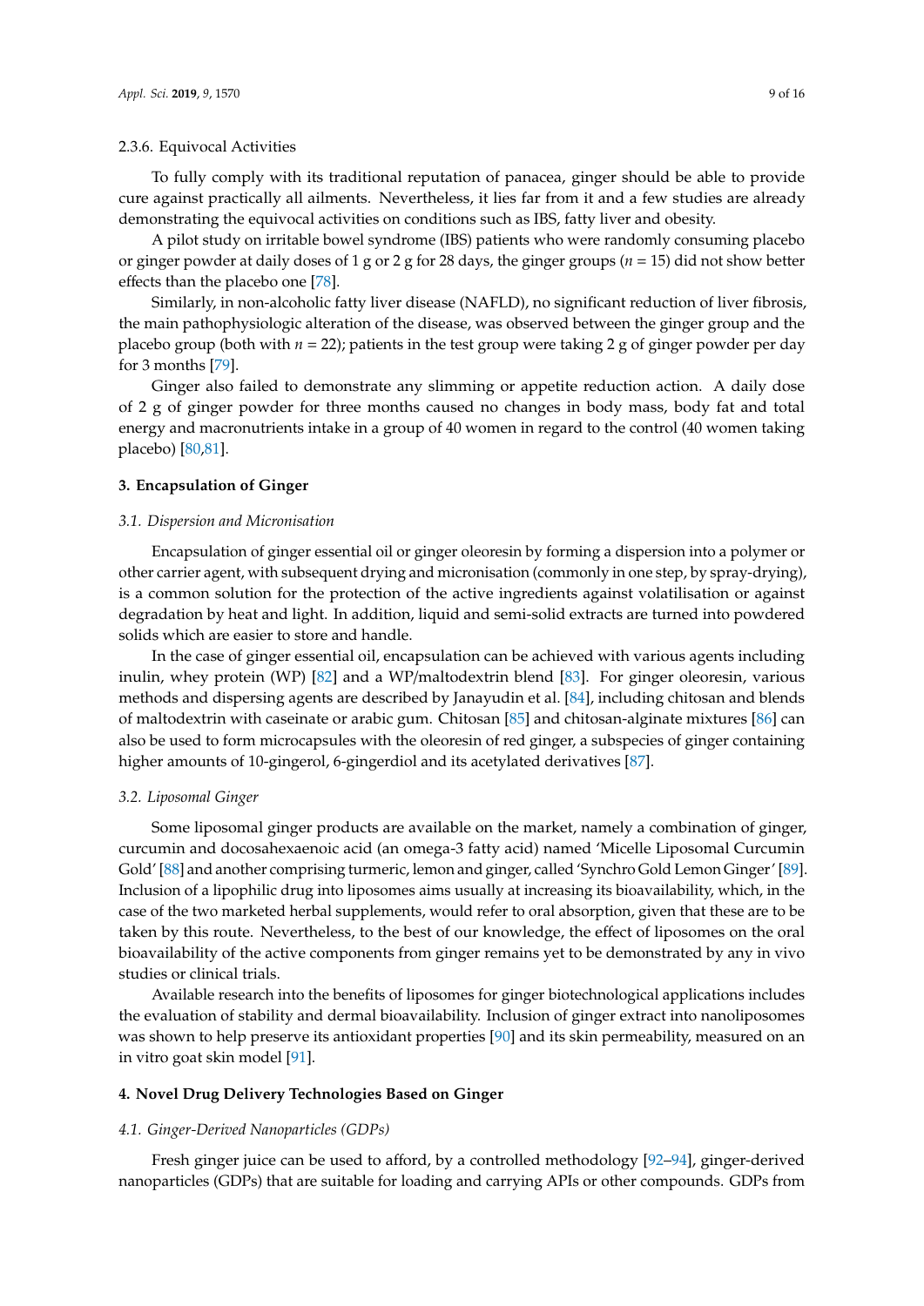#### 2.3.6. Equivocal Activities

To fully comply with its traditional reputation of panacea, ginger should be able to provide cure against practically all ailments. Nevertheless, it lies far from it and a few studies are already demonstrating the equivocal activities on conditions such as IBS, fatty liver and obesity.

A pilot study on irritable bowel syndrome (IBS) patients who were randomly consuming placebo or ginger powder at daily doses of 1 g or 2 g for 28 days, the ginger groups ($n = 15$) did not show better effects than the placebo one [78].

Similarly, in non-alcoholic fatty liver disease (NAFLD), no significant reduction of liver fibrosis, the main pathophysiologic alteration of the disease, was observed between the ginger group and the placebo group (both with $n = 22$); patients in the test group were taking 2 g of ginger powder per day for 3 months [79].

Ginger also failed to demonstrate any slimming or appetite reduction action. A daily dose of 2 g of ginger powder for three months caused no changes in body mass, body fat and total energy and macronutrients intake in a group of 40 women in regard to the control (40 women taking placebo) [80,81].

## 3. Encapsulation of Ginger

### *3.1. Dispersion and Micronisation*

Encapsulation of ginger essential oil or ginger oleoresin by forming a dispersion into a polymer or other carrier agent, with subsequent drying and micronisation (commonly in one step, by spray-drying), is a common solution for the protection of the active ingredients against volatilisation or against degradation by heat and light. In addition, liquid and semi-solid extracts are turned into powdered solids which are easier to store and handle.

In the case of ginger essential oil, encapsulation can be achieved with various agents including inulin, whey protein (WP) [82] and a WP/maltodextrin blend [83]. For ginger oleoresin, various methods and dispersing agents are described by Janayudin et al. [84], including chitosan and blends of maltodextrin with caseinate or arabic gum. Chitosan [85] and chitosan-alginate mixtures [86] can also be used to form microcapsules with the oleoresin of red ginger, a subspecies of ginger containing higher amounts of 10-gingerol, 6-gingerdiol and its acetylated derivatives [87].

### *3.2. Liposomal Ginger*

Some liposomal ginger products are available on the market, namely a combination of ginger, curcumin and docosahexaenoic acid (an omega-3 fatty acid) named 'Micelle Liposomal Curcumin Gold' [88] and another comprising turmeric, lemon and ginger, called 'Synchro Gold Lemon Ginger' [89]. Inclusion of a lipophilic drug into liposomes aims usually at increasing its bioavailability, which, in the case of the two marketed herbal supplements, would refer to oral absorption, given that these are to be taken by this route. Nevertheless, to the best of our knowledge, the effect of liposomes on the oral bioavailability of the active components from ginger remains yet to be demonstrated by any in vivo studies or clinical trials.

Available research into the benefits of liposomes for ginger biotechnological applications includes the evaluation of stability and dermal bioavailability. Inclusion of ginger extract into nanoliposomes was shown to help preserve its antioxidant properties [90] and its skin permeability, measured on an in vitro goat skin model [91].

## 4. Novel Drug Delivery Technologies Based on Ginger

### *4.1. Ginger-Derived Nanoparticles (GDPs)*

Fresh ginger juice can be used to afford, by a controlled methodology [92–94], ginger-derived nanoparticles (GDPs) that are suitable for loading and carrying APIs or other compounds. GDPs from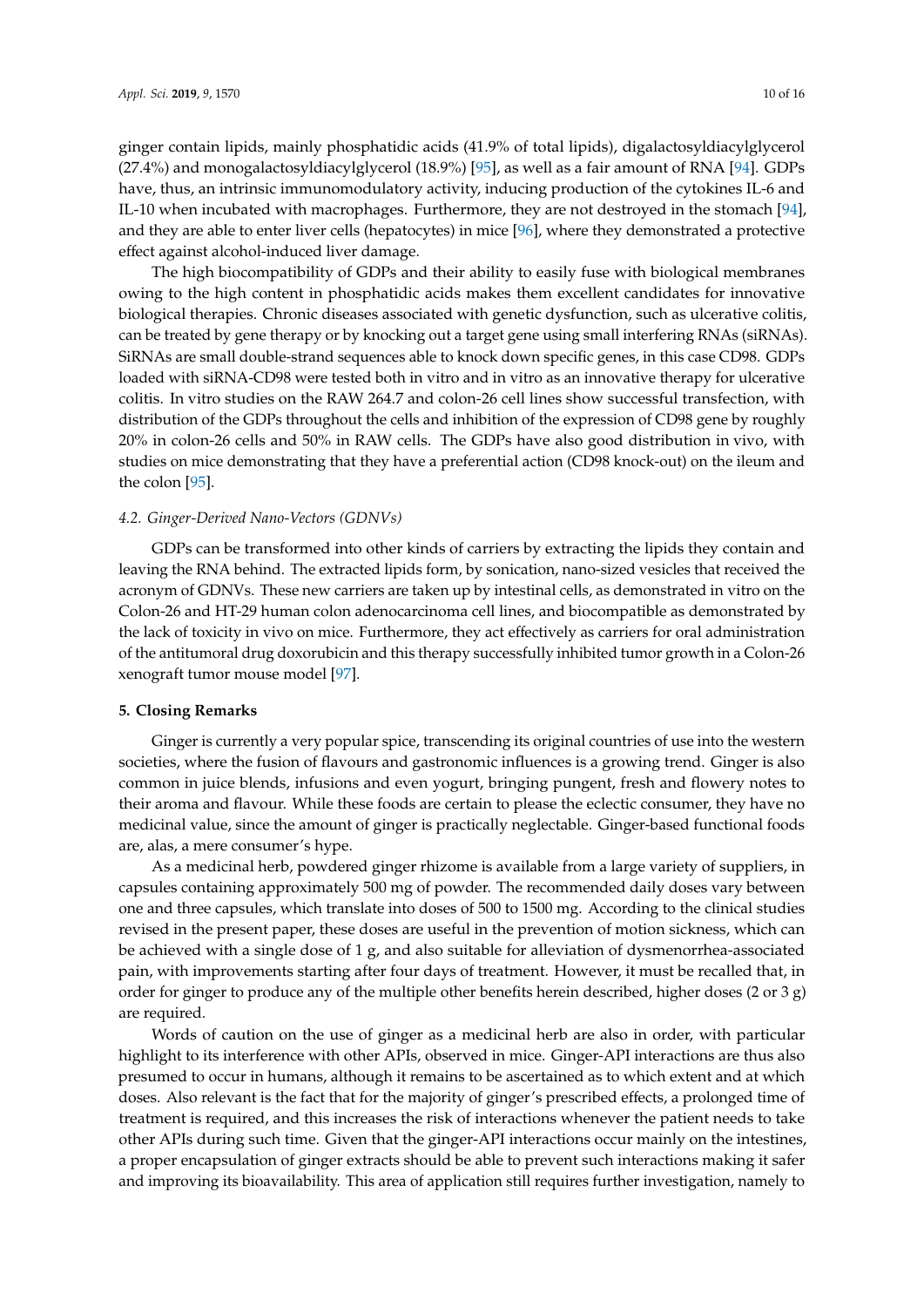ginger contain lipids, mainly phosphatidic acids (41.9% of total lipids), digalactosyldiacylglycerol (27.4%) and monogalactosyldiacylglycerol (18.9%) [95], as well as a fair amount of RNA [94]. GDPs have, thus, an intrinsic immunomodulatory activity, inducing production of the cytokines IL-6 and IL-10 when incubated with macrophages. Furthermore, they are not destroyed in the stomach [94], and they are able to enter liver cells (hepatocytes) in mice [96], where they demonstrated a protective effect against alcohol-induced liver damage.

The high biocompatibility of GDPs and their ability to easily fuse with biological membranes owing to the high content in phosphatidic acids makes them excellent candidates for innovative biological therapies. Chronic diseases associated with genetic dysfunction, such as ulcerative colitis, can be treated by gene therapy or by knocking out a target gene using small interfering RNAs (siRNAs). SiRNAs are small double-strand sequences able to knock down specific genes, in this case CD98. GDPs loaded with siRNA-CD98 were tested both in vitro and in vitro as an innovative therapy for ulcerative colitis. In vitro studies on the RAW 264.7 and colon-26 cell lines show successful transfection, with distribution of the GDPs throughout the cells and inhibition of the expression of CD98 gene by roughly 20% in colon-26 cells and 50% in RAW cells. The GDPs have also good distribution in vivo, with studies on mice demonstrating that they have a preferential action (CD98 knock-out) on the ileum and the colon [95].

### *4.2. Ginger-Derived Nano-Vectors (GDNVs)*

GDPs can be transformed into other kinds of carriers by extracting the lipids they contain and leaving the RNA behind. The extracted lipids form, by sonication, nano-sized vesicles that received the acronym of GDNVs. These new carriers are taken up by intestinal cells, as demonstrated in vitro on the Colon-26 and HT-29 human colon adenocarcinoma cell lines, and biocompatible as demonstrated by the lack of toxicity in vivo on mice. Furthermore, they act effectively as carriers for oral administration of the antitumoral drug doxorubicin and this therapy successfully inhibited tumor growth in a Colon-26 xenograft tumor mouse model [97].

## 5. Closing Remarks

Ginger is currently a very popular spice, transcending its original countries of use into the western societies, where the fusion of flavours and gastronomic influences is a growing trend. Ginger is also common in juice blends, infusions and even yogurt, bringing pungent, fresh and flowery notes to their aroma and flavour. While these foods are certain to please the eclectic consumer, they have no medicinal value, since the amount of ginger is practically neglectable. Ginger-based functional foods are, alas, a mere consumer's hype.

As a medicinal herb, powdered ginger rhizome is available from a large variety of suppliers, in capsules containing approximately 500 mg of powder. The recommended daily doses vary between one and three capsules, which translate into doses of 500 to 1500 mg. According to the clinical studies revised in the present paper, these doses are useful in the prevention of motion sickness, which can be achieved with a single dose of 1 g, and also suitable for alleviation of dysmenorrhea-associated pain, with improvements starting after four days of treatment. However, it must be recalled that, in order for ginger to produce any of the multiple other benefits herein described, higher doses (2 or 3 g) are required.

Words of caution on the use of ginger as a medicinal herb are also in order, with particular highlight to its interference with other APIs, observed in mice. Ginger-API interactions are thus also presumed to occur in humans, although it remains to be ascertained as to which extent and at which doses. Also relevant is the fact that for the majority of ginger's prescribed effects, a prolonged time of treatment is required, and this increases the risk of interactions whenever the patient needs to take other APIs during such time. Given that the ginger-API interactions occur mainly on the intestines, a proper encapsulation of ginger extracts should be able to prevent such interactions making it safer and improving its bioavailability. This area of application still requires further investigation, namely to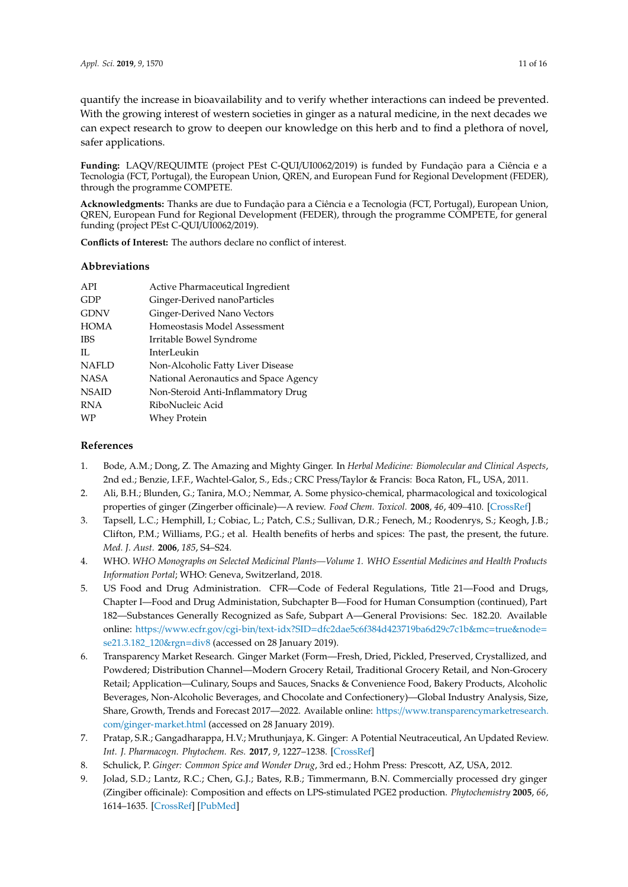quantify the increase in bioavailability and to verify whether interactions can indeed be prevented. With the growing interest of western societies in ginger as a natural medicine, in the next decades we can expect research to grow to deepen our knowledge on this herb and to find a plethora of novel, safer applications.

**Funding:** LAQV/REQUIMTE (project PEst C-QUI/UI0062/2019) is funded by Fundação para a Ciência e a Tecnologia (FCT, Portugal), the European Union, QREN, and European Fund for Regional Development (FEDER), through the programme COMPETE.

**Acknowledgments:** Thanks are due to Fundação para a Ciência e a Tecnologia (FCT, Portugal), European Union, QREN, European Fund for Regional Development (FEDER), through the programme COMPETE, for general funding (project PEst C-QUI/UI0062/2019).

**Conflicts of Interest:** The authors declare no conflict of interest.

## Abbreviations

| | |
|---|---|
| API | Active Pharmaceutical Ingredient |
| GDP | Ginger-Derived nanoParticles |
| GDNV | Ginger-Derived Nano Vectors |
| HOMA | Homeostasis Model Assessment |
| IBS | Irritable Bowel Syndrome |
| IL | InterLeukin |
| NAFLD | Non-Alcoholic Fatty Liver Disease |
| NASA | National Aeronautics and Space Agency |
| NSAID | Non-Steroid Anti-Inflammatory Drug |
| RNA | RiboNucleic Acid |
| WP | Whey Protein |

## References

1. Bode, A.M.; Dong, Z. The Amazing and Mighty Ginger. In *Herbal Medicine: Biomolecular and Clinical Aspects*, 2nd ed.; Benzie, I.F.F., Wachtel-Galor, S., Eds.; CRC Press/Taylor & Francis: Boca Raton, FL, USA, 2011.
2. Ali, B.H.; Blunden, G.; Tanira, M.O.; Nemmar, A. Some physico-chemical, pharmacological and toxicological properties of ginger (Zingerber officinale)—A review. *Food Chem. Toxicol.* **2008**, *46*, 409–410. [CrossRef]
3. Tapsell, L.C.; Hemphill, I.; Cobiac, L.; Patch, C.S.; Sullivan, D.R.; Fenech, M.; Roodenrys, S.; Keogh, J.B.; Clifton, P.M.; Williams, P.G.; et al. Health benefits of herbs and spices: The past, the present, the future. *Med. J. Aust.* **2006**, *185*, S4–S24.
4. WHO. *WHO Monographs on Selected Medicinal Plants—Volume 1. WHO Essential Medicines and Health Products Information Portal*; WHO: Geneva, Switzerland, 2018.
5. US Food and Drug Administration. CFR—Code of Federal Regulations, Title 21—Food and Drugs, Chapter I—Food and Drug Administation, Subchapter B—Food for Human Consumption (continued), Part 182—Substances Generally Recognized as Safe, Subpart A—General Provisions: Sec. 182.20. Available online: https://www.ecfr.gov/cgi-bin/text-idx?SID=dfc2dae5c6f384d423719ba6d29c7c1b&mc=true&node=se21.3.182_120&rgn=div8 (accessed on 28 January 2019).
6. Transparency Market Research. Ginger Market (Form—Fresh, Dried, Pickled, Preserved, Crystallized, and Powdered; Distribution Channel—Modern Grocery Retail, Traditional Grocery Retail, and Non-Grocery Retail; Application—Culinary, Soups and Sauces, Snacks & Convenience Food, Bakery Products, Alcoholic Beverages, Non-Alcoholic Beverages, and Chocolate and Confectionery)—Global Industry Analysis, Size, Share, Growth, Trends and Forecast 2017—2022. Available online: https://www.transparencymarketresearch.com/ginger-market.html (accessed on 28 January 2019).
7. Pratap, S.R.; Gangadharappa, H.V.; Mruthunjaya, K. Ginger: A Potential Neutraceutical, An Updated Review. *Int. J. Pharmacogn. Phytochem. Res.* **2017**, *9*, 1227–1238. [CrossRef]
8. Schulick, P. *Ginger: Common Spice and Wonder Drug*, 3rd ed.; Hohm Press: Prescott, AZ, USA, 2012.
9. Jolad, S.D.; Lantz, R.C.; Chen, G.J.; Bates, R.B.; Timmermann, B.N. Commercially processed dry ginger (Zingiber officinale): Composition and effects on LPS-stimulated PGE2 production. *Phytochemistry* **2005**, *66*, 1614–1635. [CrossRef] [PubMed]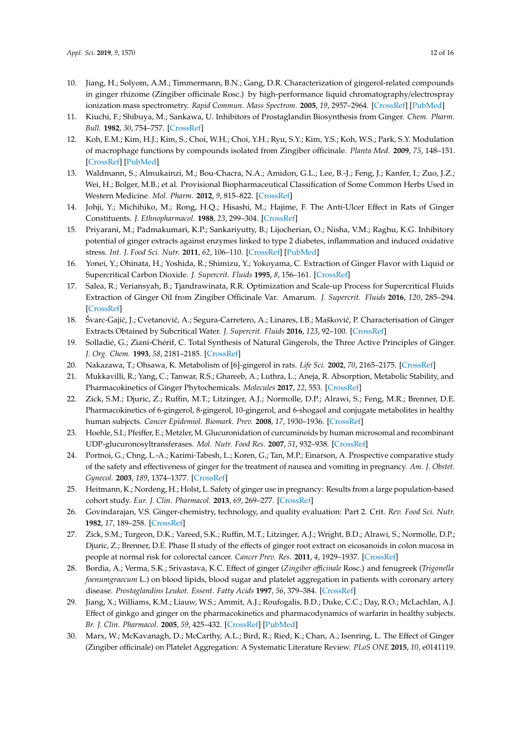10. Jiang, H.; Solyom, A.M.; Timmermann, B.N.; Gang, D.R. Characterization of gingerol-related compounds in ginger rhizome (Zingiber officinale Rosc.) by high-performance liquid chromatography/electrospray ionization mass spectrometry. *Rapid Commun. Mass Spectrom.* **2005**, *19*, 2957–2964. [CrossRef] [PubMed]
11. Kiuchi, F.; Shibuya, M.; Sankawa, U. Inhibitors of Prostaglandin Biosynthesis from Ginger. *Chem. Pharm. Bull.* **1982**, *30*, 754–757. [CrossRef]
12. Koh, E.M.; Kim, H.J.; Kim, S.; Choi, W.H.; Choi, Y.H.; Ryu, S.Y.; Kim, Y.S.; Koh, W.S.; Park, S.Y. Modulation of macrophage functions by compounds isolated from Zingiber officinale. *Planta Med.* **2009**, *75*, 148–151. [CrossRef] [PubMed]
13. Waldmann, S.; Almukainzi, M.; Bou-Chacra, N.A.; Amidon, G.L.; Lee, B.-J.; Feng, J.; Kanfer, I.; Zuo, J.Z.; Wei, H.; Bolger, M.B.; et al. Provisional Biopharmaceutical Classification of Some Common Herbs Used in Western Medicine. *Mol. Pharm.* **2012**, *9*, 815–822. [CrossRef]
14. Johji, Y.; Michihiko, M.; Rong, H.Q.; Hisashi, M.; Hajime, F. The Anti-Ulcer Effect in Rats of Ginger Constituents. *J. Ethnopharmacol.* **1988**, *23*, 299–304. [CrossRef]
15. Priyarani, M.; Padmakumari, K.P.; Sankariyutty, B.; Lijocherian, O.; Nisha, V.M.; Raghu, K.G. Inhibitory potential of ginger extracts against enzymes linked to type 2 diabetes, inflammation and induced oxidative stress. *Int. J. Food Sci. Nutr.* **2011**, *62*, 106–110. [CrossRef] [PubMed]
16. Yonei, Y.; Ohinata, H.; Yoshida, R.; Shimizu, Y.; Yokoyama, C. Extraction of Ginger Flavor with Liquid or Supercritical Carbon Dioxide. *J. Supercrit. Fluids* **1995**, *8*, 156–161. [CrossRef]
17. Salea, R.; Veriansyah, B.; Tjandrawinata, R.R. Optimization and Scale-up Process for Supercritical Fluids Extraction of Ginger Oil from Zingiber Officinale Var. Amarum. *J. Supercrit. Fluids* **2016**, *120*, 285–294. [CrossRef]
18. Švarc-Gajić, J.; Cvetanović, A.; Segura-Carretero, A.; Linares, I.B.; Mašković, P. Characterisation of Ginger Extracts Obtained by Subcritical Water. *J. Supercrit. Fluids* **2016**, *123*, 92–100. [CrossRef]
19. Solladié, G.; Ziani-Chérif, C. Total Synthesis of Natural Gingerols, the Three Active Principles of Ginger. *J. Org. Chem.* **1993**, *58*, 2181–2185. [CrossRef]
20. Nakazawa, T.; Ohsawa, K. Metabolism of [6]-gingerol in rats. *Life Sci.* **2002**, *70*, 2165–2175. [CrossRef]
21. Mukkavilli, R.; Yang, C.; Tanwar, R.S.; Ghareeb, A.; Luthra, L.; Aneja, R. Absorption, Metabolic Stability, and Pharmacokinetics of Ginger Phytochemicals. *Molecules* **2017**, *22*, 553. [CrossRef]
22. Zick, S.M.; Djuric, Z.; Ruffin, M.T.; Litzinger, A.J.; Normolle, D.P.; Alrawi, S.; Feng, M.R.; Brenner, D.E. Pharmacokinetics of 6-gingerol, 8-gingerol, 10-gingerol, and 6-shogaol and conjugate metabolites in healthy human subjects. *Cancer Epidemiol. Biomark. Prev.* **2008**, *17*, 1930–1936. [CrossRef]
23. Hoehle, S.I.; Pfeiffer, E.; Metzler, M. Glucuronidation of curcuminoids by human microsomal and recombinant UDP-glucuronosyltransferases. *Mol. Nutr. Food Res.* **2007**, *51*, 932–938. [CrossRef]
24. Portnoi, G.; Chng, L.-A.; Karimi-Tabesh, L.; Koren, G.; Tan, M.P.; Einarson, A. Prospective comparative study of the safety and effectiveness of ginger for the treatment of nausea and vomiting in pregnancy. *Am. J. Obstet. Gynecol.* **2003**, *189*, 1374–1377. [CrossRef]
25. Heitmann, K.; Nordeng, H.; Holst, L. Safety of ginger use in pregnancy: Results from a large population-based cohort study. *Eur. J. Clin. Pharmacol.* **2013**, *69*, 269–277. [CrossRef]
26. Govindarajan, V.S. Ginger-chemistry, technology, and quality evaluation: Part 2. Crit. *Rev. Food Sci. Nutr.* **1982**, *17*, 189–258. [CrossRef]
27. Zick, S.M.; Turgeon, D.K.; Vareed, S.K.; Ruffin, M.T.; Litzinger, A.J.; Wright, B.D.; Alrawi, S.; Normolle, D.P.; Djuric, Z.; Brenner, D.E. Phase II study of the effects of ginger root extract on eicosanoids in colon mucosa in people at normal risk for colorectal cancer. *Cancer Prev. Res.* **2011**, *4*, 1929–1937. [CrossRef]
28. Bordia, A.; Verma, S.K.; Srivastava, K.C. Effect of ginger (*Zingiber officinale* Rosc.) and fenugreek (*Trigonella foenumgraecum* L.) on blood lipids, blood sugar and platelet aggregation in patients with coronary artery disease. *Prostaglandins Leukot. Essent. Fatty Acids* **1997**, *56*, 379–384. [CrossRef]
29. Jiang, X.; Williams, K.M.; Liauw, W.S.; Ammit, A.J.; Roufogalis, B.D.; Duke, C.C.; Day, R.O.; McLachlan, A.J. Effect of ginkgo and ginger on the pharmacokinetics and pharmacodynamics of warfarin in healthy subjects. *Br. J. Clin. Pharmacol.* **2005**, *59*, 425–432. [CrossRef] [PubMed]
30. Marx, W.; McKavanagh, D.; McCarthy, A.L.; Bird, R.; Ried, K.; Chan, A.; Isenring, L. The Effect of Ginger (Zingiber officinale) on Platelet Aggregation: A Systematic Literature Review. *PLoS ONE* **2015**, *10*, e0141119.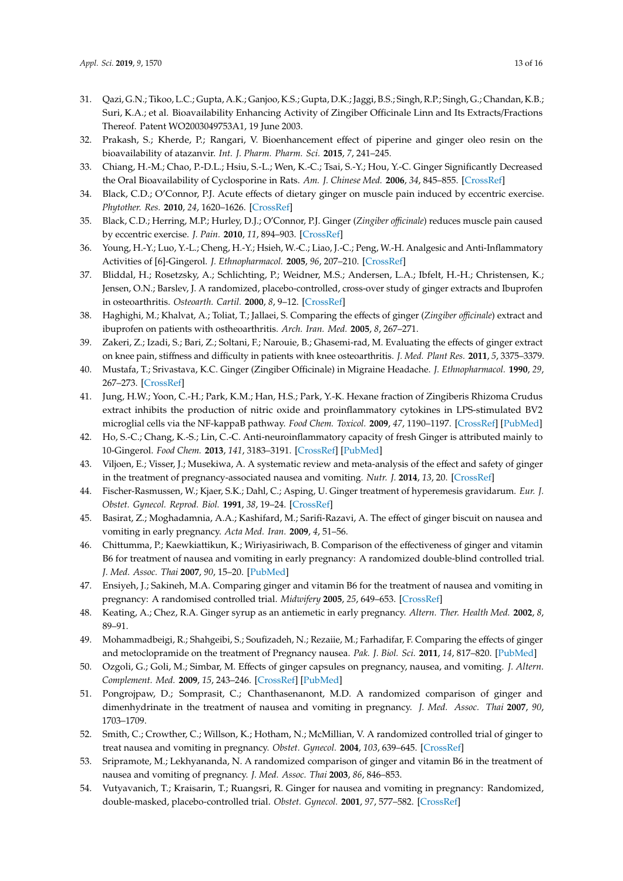31. Qazi, G.N.; Tikoo, L.C.; Gupta, A.K.; Ganjoo, K.S.; Gupta, D.K.; Jaggi, B.S.; Singh, R.P.; Singh, G.; Chandan, K.B.; Suri, K.A.; et al. Bioavailability Enhancing Activity of Zingiber Officinale Linn and Its Extracts/Fractions Thereof. Patent WO2003049753A1, 19 June 2003.
32. Prakash, S.; Kherde, P.; Rangari, V. Bioenhancement effect of piperine and ginger oleo resin on the bioavailability of atazanvir. *Int. J. Pharm. Pharm. Sci.* **2015**, *7*, 241–245.
33. Chiang, H.-M.; Chao, P.-D.L.; Hsiu, S.-L.; Wen, K.-C.; Tsai, S.-Y.; Hou, Y.-C. Ginger Significantly Decreased the Oral Bioavailability of Cyclosporine in Rats. *Am. J. Chinese Med.* **2006**, *34*, 845–855. [CrossRef]
34. Black, C.D.; O'Connor, P.J. Acute effects of dietary ginger on muscle pain induced by eccentric exercise. *Phytother. Res.* **2010**, *24*, 1620–1626. [CrossRef]
35. Black, C.D.; Herring, M.P.; Hurley, D.J.; O'Connor, P.J. Ginger (*Zingiber officinale*) reduces muscle pain caused by eccentric exercise. *J. Pain.* **2010**, *11*, 894–903. [CrossRef]
36. Young, H.-Y.; Luo, Y.-L.; Cheng, H.-Y.; Hsieh, W.-C.; Liao, J.-C.; Peng, W.-H. Analgesic and Anti-Inflammatory Activities of [6]-Gingerol. *J. Ethnopharmacol.* **2005**, *96*, 207–210. [CrossRef]
37. Bliddal, H.; Rosetzsky, A.; Schlichting, P.; Weidner, M.S.; Andersen, L.A.; Ibfelt, H.-H.; Christensen, K.; Jensen, O.N.; Barslev, J. A randomized, placebo-controlled, cross-over study of ginger extracts and Ibuprofen in osteoarthritis. *Osteoarth. Cartil.* **2000**, *8*, 9–12. [CrossRef]
38. Haghighi, M.; Khalvat, A.; Toliat, T.; Jallaei, S. Comparing the effects of ginger (*Zingiber officinale*) extract and ibuprofen on patients with ostheoarthritis. *Arch. Iran. Med.* **2005**, *8*, 267–271.
39. Zakeri, Z.; Izadi, S.; Bari, Z.; Soltani, F.; Narouie, B.; Ghasemi-rad, M. Evaluating the effects of ginger extract on knee pain, stiffness and difficulty in patients with knee osteoarthritis. *J. Med. Plant Res.* **2011**, *5*, 3375–3379.
40. Mustafa, T.; Srivastava, K.C. Ginger (Zingiber Officinale) in Migraine Headache. *J. Ethnopharmacol.* **1990**, *29*, 267–273. [CrossRef]
41. Jung, H.W.; Yoon, C.-H.; Park, K.M.; Han, H.S.; Park, Y.-K. Hexane fraction of Zingiberis Rhizoma Crudus extract inhibits the production of nitric oxide and proinflammatory cytokines in LPS-stimulated BV2 microglial cells via the NF-kappaB pathway. *Food Chem. Toxicol.* **2009**, *47*, 1190–1197. [CrossRef] [PubMed]
42. Ho, S.-C.; Chang, K.-S.; Lin, C.-C. Anti-neuroinflammatory capacity of fresh Ginger is attributed mainly to 10-Gingerol. *Food Chem.* **2013**, *141*, 3183–3191. [CrossRef] [PubMed]
43. Viljoen, E.; Visser, J.; Musekiwa, A. A systematic review and meta-analysis of the effect and safety of ginger in the treatment of pregnancy-associated nausea and vomiting. *Nutr. J.* **2014**, *13*, 20. [CrossRef]
44. Fischer-Rasmussen, W.; Kjaer, S.K.; Dahl, C.; Asping, U. Ginger treatment of hyperemesis gravidarum. *Eur. J. Obstet. Gynecol. Reprod. Biol.* **1991**, *38*, 19–24. [CrossRef]
45. Basirat, Z.; Moghadamnia, A.A.; Kashifard, M.; Sarifi-Razavi, A. The effect of ginger biscuit on nausea and vomiting in early pregnancy. *Acta Med. Iran.* **2009**, *4*, 51–56.
46. Chittumma, P.; Kaewkiattikun, K.; Wiriyasiriwach, B. Comparison of the effectiveness of ginger and vitamin B6 for treatment of nausea and vomiting in early pregnancy: A randomized double-blind controlled trial. *J. Med. Assoc. Thai* **2007**, *90*, 15–20. [PubMed]
47. Ensiyeh, J.; Sakineh, M.A. Comparing ginger and vitamin B6 for the treatment of nausea and vomiting in pregnancy: A randomised controlled trial. *Midwifery* **2005**, *25*, 649–653. [CrossRef]
48. Keating, A.; Chez, R.A. Ginger syrup as an antiemetic in early pregnancy. *Altern. Ther. Health Med.* **2002**, *8*, 89–91.
49. Mohammadbeigi, R.; Shahgeibi, S.; Soufizadeh, N.; Rezaiie, M.; Farhadifar, F. Comparing the effects of ginger and metoclopramide on the treatment of Pregnancy nausea. *Pak. J. Biol. Sci.* **2011**, *14*, 817–820. [PubMed]
50. Ozgoli, G.; Goli, M.; Simbar, M. Effects of ginger capsules on pregnancy, nausea, and vomiting. *J. Altern. Complement. Med.* **2009**, *15*, 243–246. [CrossRef] [PubMed]
51. Pongrojpaw, D.; Somprasit, C.; Chanthasenanont, M.D. A randomized comparison of ginger and dimenhydrinate in the treatment of nausea and vomiting in pregnancy. *J. Med. Assoc. Thai* **2007**, *90*, 1703–1709.
52. Smith, C.; Crowther, C.; Willson, K.; Hotham, N.; McMillian, V. A randomized controlled trial of ginger to treat nausea and vomiting in pregnancy. *Obstet. Gynecol.* **2004**, *103*, 639–645. [CrossRef]
53. Sripramote, M.; Lekhyananda, N. A randomized comparison of ginger and vitamin B6 in the treatment of nausea and vomiting of pregnancy. *J. Med. Assoc. Thai* **2003**, *86*, 846–853.
54. Vutyavanich, T.; Kraisarin, T.; Ruangsri, R. Ginger for nausea and vomiting in pregnancy: Randomized, double-masked, placebo-controlled trial. *Obstet. Gynecol.* **2001**, *97*, 577–582. [CrossRef]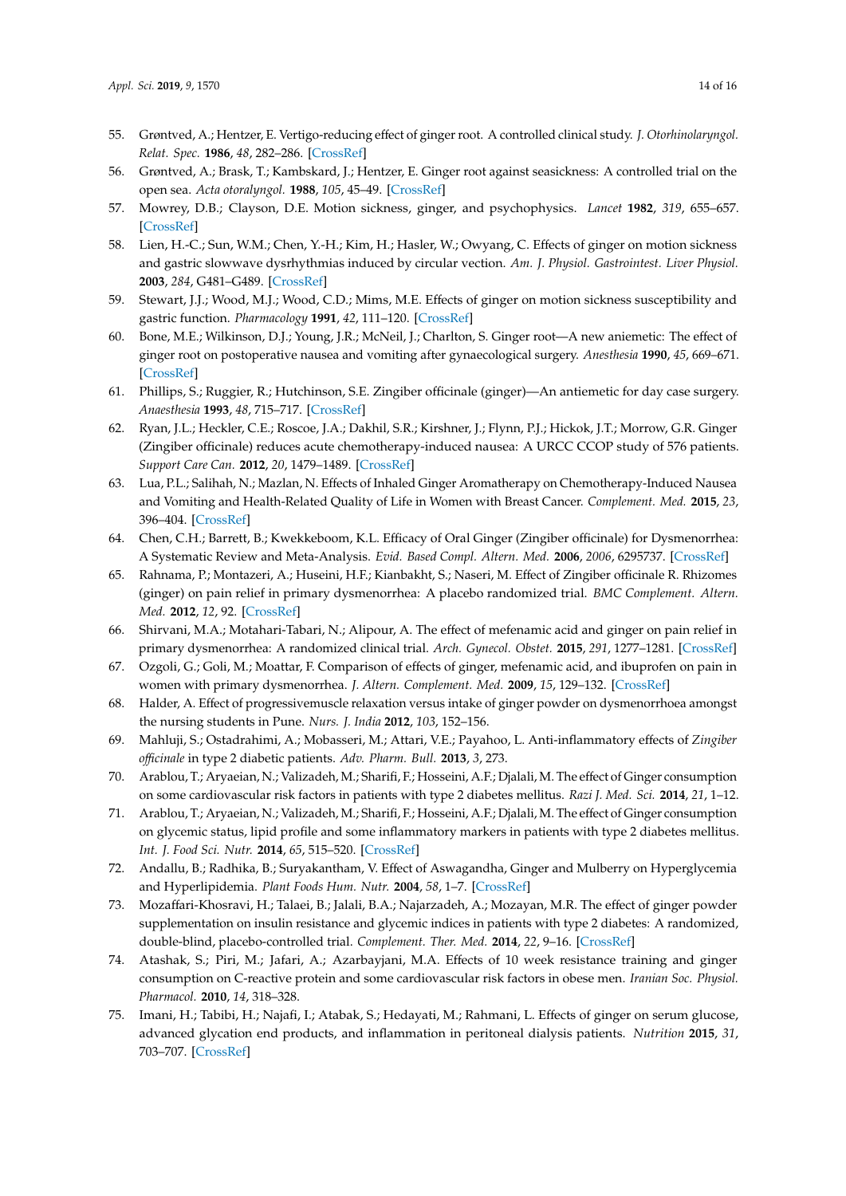55. Grøntved, A.; Hentzer, E. Vertigo-reducing effect of ginger root. A controlled clinical study. *J. Otorhinolaryngol. Relat. Spec.* **1986**, *48*, 282–286. [CrossRef]
56. Grøntved, A.; Brask, T.; Kambskard, J.; Hentzer, E. Ginger root against seasickness: A controlled trial on the open sea. *Acta otoralyngol.* **1988**, *105*, 45–49. [CrossRef]
57. Mowrey, D.B.; Clayson, D.E. Motion sickness, ginger, and psychophysics. *Lancet* **1982**, *319*, 655–657. [CrossRef]
58. Lien, H.-C.; Sun, W.M.; Chen, Y.-H.; Kim, H.; Hasler, W.; Owyang, C. Effects of ginger on motion sickness and gastric slowwave dysrhythmias induced by circular vection. *Am. J. Physiol. Gastrointest. Liver Physiol.* **2003**, *284*, G481–G489. [CrossRef]
59. Stewart, J.J.; Wood, M.J.; Wood, C.D.; Mims, M.E. Effects of ginger on motion sickness susceptibility and gastric function. *Pharmacology* **1991**, *42*, 111–120. [CrossRef]
60. Bone, M.E.; Wilkinson, D.J.; Young, J.R.; McNeil, J.; Charlton, S. Ginger root—A new aniemetic: The effect of ginger root on postoperative nausea and vomiting after gynaecological surgery. *Anesthesia* **1990**, *45*, 669–671. [CrossRef]
61. Phillips, S.; Ruggier, R.; Hutchinson, S.E. Zingiber officinale (ginger)—An antiemetic for day case surgery. *Anaesthesia* **1993**, *48*, 715–717. [CrossRef]
62. Ryan, J.L.; Heckler, C.E.; Roscoe, J.A.; Dakhil, S.R.; Kirshner, J.; Flynn, P.J.; Hickok, J.T.; Morrow, G.R. Ginger (Zingiber officinale) reduces acute chemotherapy-induced nausea: A URCC CCOP study of 576 patients. *Support Care Can.* **2012**, *20*, 1479–1489. [CrossRef]
63. Lua, P.L.; Salihah, N.; Mazlan, N. Effects of Inhaled Ginger Aromatherapy on Chemotherapy-Induced Nausea and Vomiting and Health-Related Quality of Life in Women with Breast Cancer. *Complement. Med.* **2015**, *23*, 396–404. [CrossRef]
64. Chen, C.H.; Barrett, B.; Kwekkeboom, K.L. Efficacy of Oral Ginger (Zingiber officinale) for Dysmenorrhea: A Systematic Review and Meta-Analysis. *Evid. Based Compl. Altern. Med.* **2006**, *2006*, 6295737. [CrossRef]
65. Rahnama, P.; Montazeri, A.; Huseini, H.F.; Kianbakht, S.; Naseri, M. Effect of Zingiber officinale R. Rhizomes (ginger) on pain relief in primary dysmenorrhea: A placebo randomized trial. *BMC Complement. Altern. Med.* **2012**, *12*, 92. [CrossRef]
66. Shirvani, M.A.; Motahari-Tabari, N.; Alipour, A. The effect of mefenamic acid and ginger on pain relief in primary dysmenorrhea: A randomized clinical trial. *Arch. Gynecol. Obstet.* **2015**, *291*, 1277–1281. [CrossRef]
67. Ozgoli, G.; Goli, M.; Moattar, F. Comparison of effects of ginger, mefenamic acid, and ibuprofen on pain in women with primary dysmenorrhea. *J. Altern. Complement. Med.* **2009**, *15*, 129–132. [CrossRef]
68. Halder, A. Effect of progressivemuscle relaxation versus intake of ginger powder on dysmenorrhoea amongst the nursing students in Pune. *Nurs. J. India* **2012**, *103*, 152–156.
69. Mahluji, S.; Ostadrahimi, A.; Mobasseri, M.; Attari, V.E.; Payahoo, L. Anti-inflammatory effects of *Zingiber officinale* in type 2 diabetic patients. *Adv. Pharm. Bull.* **2013**, *3*, 273.
70. Arablou, T.; Aryaeian, N.; Valizadeh, M.; Sharifi, F.; Hosseini, A.F.; Djalali, M. The effect of Ginger consumption on some cardiovascular risk factors in patients with type 2 diabetes mellitus. *Razi J. Med. Sci.* **2014**, *21*, 1–12.
71. Arablou, T.; Aryaeian, N.; Valizadeh, M.; Sharifi, F.; Hosseini, A.F.; Djalali, M. The effect of Ginger consumption on glycemic status, lipid profile and some inflammatory markers in patients with type 2 diabetes mellitus. *Int. J. Food Sci. Nutr.* **2014**, *65*, 515–520. [CrossRef]
72. Andallu, B.; Radhika, B.; Suryakantham, V. Effect of Aswagandha, Ginger and Mulberry on Hyperglycemia and Hyperlipidemia. *Plant Foods Hum. Nutr.* **2004**, *58*, 1–7. [CrossRef]
73. Mozaffari-Khosravi, H.; Talaei, B.; Jalali, B.A.; Najarzadeh, A.; Mozayan, M.R. The effect of ginger powder supplementation on insulin resistance and glycemic indices in patients with type 2 diabetes: A randomized, double-blind, placebo-controlled trial. *Complement. Ther. Med.* **2014**, *22*, 9–16. [CrossRef]
74. Atashak, S.; Piri, M.; Jafari, A.; Azarbayjani, M.A. Effects of 10 week resistance training and ginger consumption on C-reactive protein and some cardiovascular risk factors in obese men. *Iranian Soc. Physiol. Pharmacol.* **2010**, *14*, 318–328.
75. Imani, H.; Tabibi, H.; Najafi, I.; Atabak, S.; Hedayati, M.; Rahmani, L. Effects of ginger on serum glucose, advanced glycation end products, and inflammation in peritoneal dialysis patients. *Nutrition* **2015**, *31*, 703–707. [CrossRef]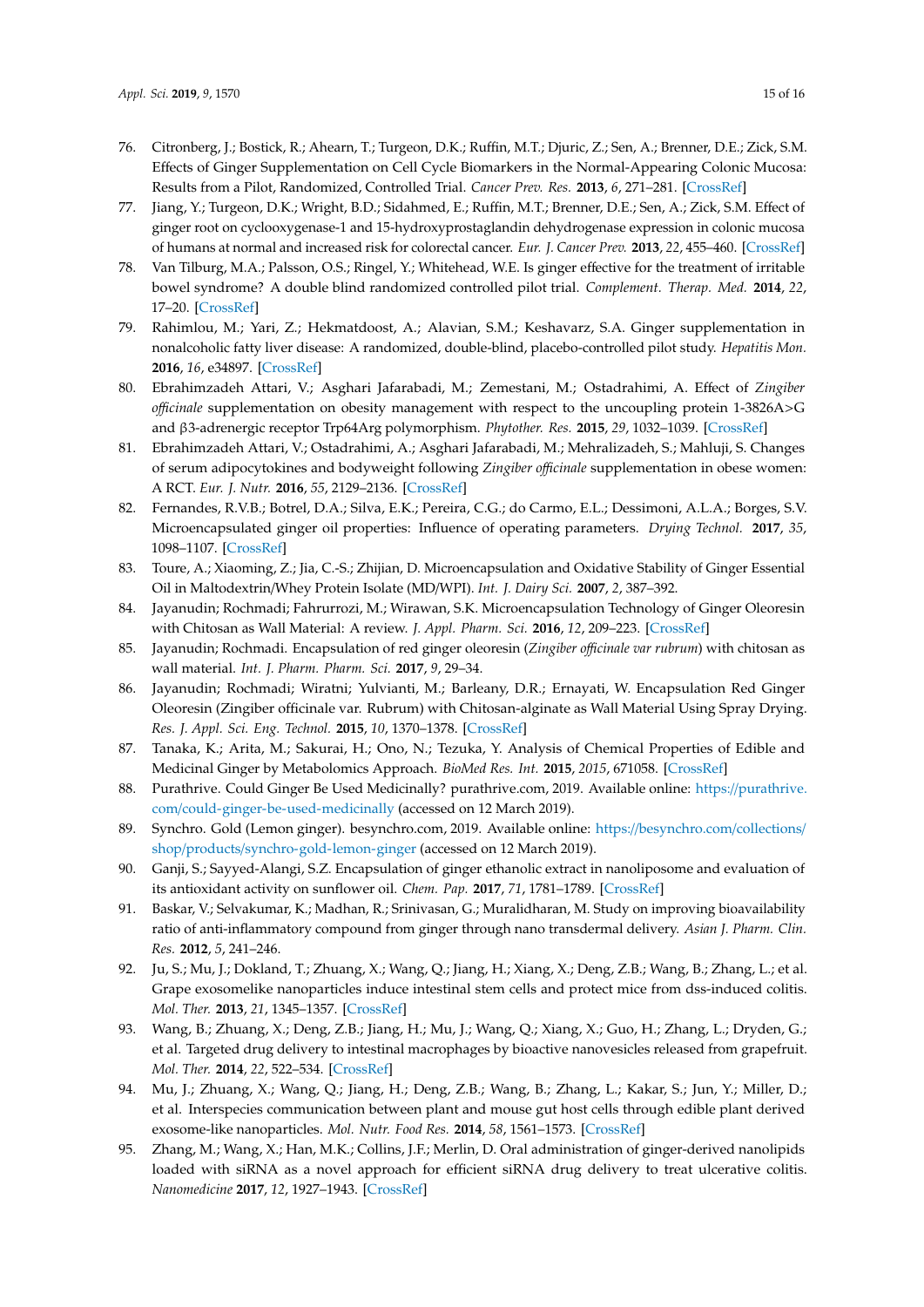76. Citronberg, J.; Bostick, R.; Ahearn, T.; Turgeon, D.K.; Ruffin, M.T.; Djuric, Z.; Sen, A.; Brenner, D.E.; Zick, S.M. Effects of Ginger Supplementation on Cell Cycle Biomarkers in the Normal-Appearing Colonic Mucosa: Results from a Pilot, Randomized, Controlled Trial. *Cancer Prev. Res.* **2013**, *6*, 271–281. [CrossRef]
77. Jiang, Y.; Turgeon, D.K.; Wright, B.D.; Sidahmed, E.; Ruffin, M.T.; Brenner, D.E.; Sen, A.; Zick, S.M. Effect of ginger root on cyclooxygenase-1 and 15-hydroxyprostaglandin dehydrogenase expression in colonic mucosa of humans at normal and increased risk for colorectal cancer. *Eur. J. Cancer Prev.* **2013**, *22*, 455–460. [CrossRef]
78. Van Tilburg, M.A.; Palsson, O.S.; Ringel, Y.; Whitehead, W.E. Is ginger effective for the treatment of irritable bowel syndrome? A double blind randomized controlled pilot trial. *Complement. Therap. Med.* **2014**, *22*, 17–20. [CrossRef]
79. Rahimlou, M.; Yari, Z.; Hekmatdoost, A.; Alavian, S.M.; Keshavarz, S.A. Ginger supplementation in nonalcoholic fatty liver disease: A randomized, double-blind, placebo-controlled pilot study. *Hepatitis Mon.* **2016**, *16*, e34897. [CrossRef]
80. Ebrahimzadeh Attari, V.; Asghari Jafarabadi, M.; Zemestani, M.; Ostadrahimi, A. Effect of *Zingiber officinale* supplementation on obesity management with respect to the uncoupling protein 1-3826A>G and β3-adrenergic receptor Trp64Arg polymorphism. *Phytother. Res.* **2015**, *29*, 1032–1039. [CrossRef]
81. Ebrahimzadeh Attari, V.; Ostadrahimi, A.; Asghari Jafarabadi, M.; Mehralizadeh, S.; Mahluji, S. Changes of serum adipocytokines and bodyweight following *Zingiber officinale* supplementation in obese women: A RCT. *Eur. J. Nutr.* **2016**, *55*, 2129–2136. [CrossRef]
82. Fernandes, R.V.B.; Botrel, D.A.; Silva, E.K.; Pereira, C.G.; do Carmo, E.L.; Dessimoni, A.L.A.; Borges, S.V. Microencapsulated ginger oil properties: Influence of operating parameters. *Drying Technol.* **2017**, *35*, 1098–1107. [CrossRef]
83. Toure, A.; Xiaoming, Z.; Jia, C.-S.; Zhijian, D. Microencapsulation and Oxidative Stability of Ginger Essential Oil in Maltodextrin/Whey Protein Isolate (MD/WPI). *Int. J. Dairy Sci.* **2007**, *2*, 387–392.
84. Jayanudin; Rochmadi; Fahrurrozi, M.; Wirawan, S.K. Microencapsulation Technology of Ginger Oleoresin with Chitosan as Wall Material: A review. *J. Appl. Pharm. Sci.* **2016**, *12*, 209–223. [CrossRef]
85. Jayanudin; Rochmadi. Encapsulation of red ginger oleoresin (*Zingiber officinale var rubrum*) with chitosan as wall material. *Int. J. Pharm. Pharm. Sci.* **2017**, *9*, 29–34.
86. Jayanudin; Rochmadi; Wiratni; Yulvianti, M.; Barleany, D.R.; Ernayati, W. Encapsulation Red Ginger Oleoresin (Zingiber officinale var. Rubrum) with Chitosan-alginate as Wall Material Using Spray Drying. *Res. J. Appl. Sci. Eng. Technol.* **2015**, *10*, 1370–1378. [CrossRef]
87. Tanaka, K.; Arita, M.; Sakurai, H.; Ono, N.; Tezuka, Y. Analysis of Chemical Properties of Edible and Medicinal Ginger by Metabolomics Approach. *BioMed Res. Int.* **2015**, *2015*, 671058. [CrossRef]
88. Purathrive. Could Ginger Be Used Medicinally? purathrive.com, 2019. Available online: https://purathrive.com/could-ginger-be-used-medicinally (accessed on 12 March 2019).
89. Synchro. Gold (Lemon ginger). besynchro.com, 2019. Available online: https://besynchro.com/collections/shop/products/synchro-gold-lemon-ginger (accessed on 12 March 2019).
90. Ganji, S.; Sayyed-Alangi, S.Z. Encapsulation of ginger ethanolic extract in nanoliposome and evaluation of its antioxidant activity on sunflower oil. *Chem. Pap.* **2017**, *71*, 1781–1789. [CrossRef]
91. Baskar, V.; Selvakumar, K.; Madhan, R.; Srinivasan, G.; Muralidharan, M. Study on improving bioavailability ratio of anti-inflammatory compound from ginger through nano transdermal delivery. *Asian J. Pharm. Clin. Res.* **2012**, *5*, 241–246.
92. Ju, S.; Mu, J.; Dokland, T.; Zhuang, X.; Wang, Q.; Jiang, H.; Xiang, X.; Deng, Z.B.; Wang, B.; Zhang, L.; et al. Grape exosomelike nanoparticles induce intestinal stem cells and protect mice from dss-induced colitis. *Mol. Ther.* **2013**, *21*, 1345–1357. [CrossRef]
93. Wang, B.; Zhuang, X.; Deng, Z.B.; Jiang, H.; Mu, J.; Wang, Q.; Xiang, X.; Guo, H.; Zhang, L.; Dryden, G.; et al. Targeted drug delivery to intestinal macrophages by bioactive nanovesicles released from grapefruit. *Mol. Ther.* **2014**, *22*, 522–534. [CrossRef]
94. Mu, J.; Zhuang, X.; Wang, Q.; Jiang, H.; Deng, Z.B.; Wang, B.; Zhang, L.; Kakar, S.; Jun, Y.; Miller, D.; et al. Interspecies communication between plant and mouse gut host cells through edible plant derived exosome-like nanoparticles. *Mol. Nutr. Food Res.* **2014**, *58*, 1561–1573. [CrossRef]
95. Zhang, M.; Wang, X.; Han, M.K.; Collins, J.F.; Merlin, D. Oral administration of ginger-derived nanolipids loaded with siRNA as a novel approach for efficient siRNA drug delivery to treat ulcerative colitis. *Nanomedicine* **2017**, *12*, 1927–1943. [CrossRef]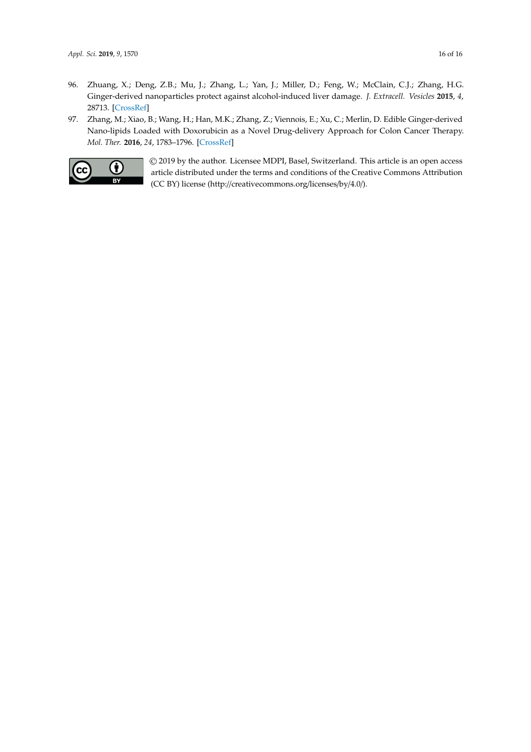96. Zhuang, X.; Deng, Z.B.; Mu, J.; Zhang, L.; Yan, J.; Miller, D.; Feng, W.; McClain, C.J.; Zhang, H.G. Ginger-derived nanoparticles protect against alcohol-induced liver damage. *J. Extracell. Vesicles* **2015**, *4*, 28713. [CrossRef]
97. Zhang, M.; Xiao, B.; Wang, H.; Han, M.K.; Zhang, Z.; Viennois, E.; Xu, C.; Merlin, D. Edible Ginger-derived Nano-lipids Loaded with Doxorubicin as a Novel Drug-delivery Approach for Colon Cancer Therapy. *Mol. Ther.* **2016**, *24*, 1783–1796. [CrossRef]

© 2019 by the author. Licensee MDPI, Basel, Switzerland. This article is an open access article distributed under the terms and conditions of the Creative Commons Attribution (CC BY) license (http://creativecommons.org/licenses/by/4.0/).